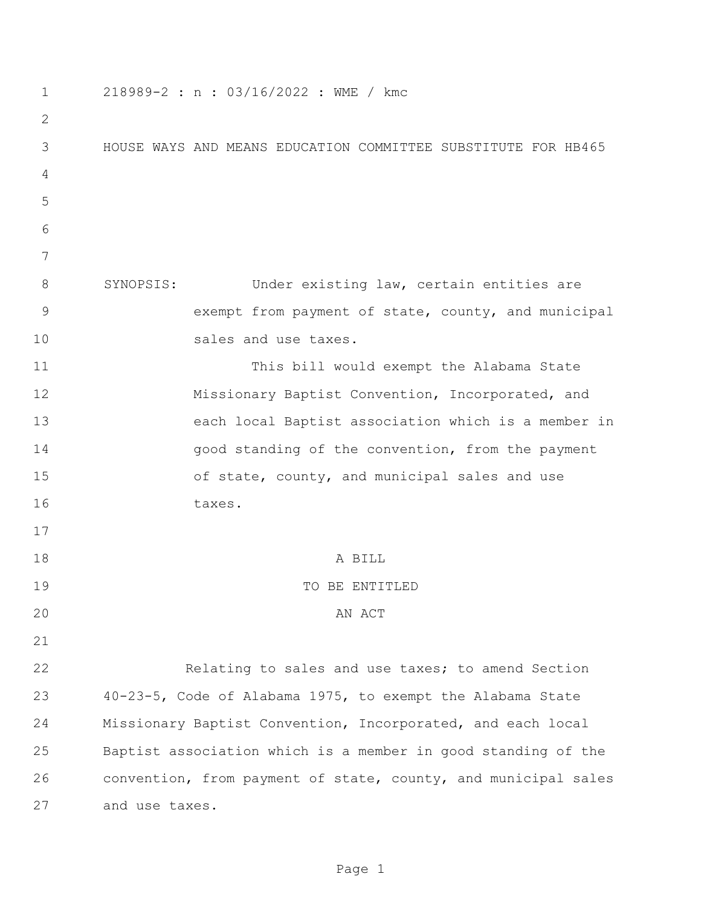218989-2 : n : 03/16/2022 : WME / kmc

HOUSE WAYS AND MEANS EDUCATION COMMITTEE SUBSTITUTE FOR HB465

SYNOPSIS: Under existing law, certain entities are exempt from payment of state, county, and municipal sales and use taxes.

This bill would exempt the Alabama State Missionary Baptist Convention, Incorporated, and each local Baptist association which is a member in good standing of the convention, from the payment of state, county, and municipal sales and use taxes.

A BILL

TO BE ENTITLED

AN ACT

Relating to sales and use taxes; to amend Section 40-23-5, Code of Alabama 1975, to exempt the Alabama State Missionary Baptist Convention, Incorporated, and each local Baptist association which is a member in good standing of the convention, from payment of state, county, and municipal sales and use taxes.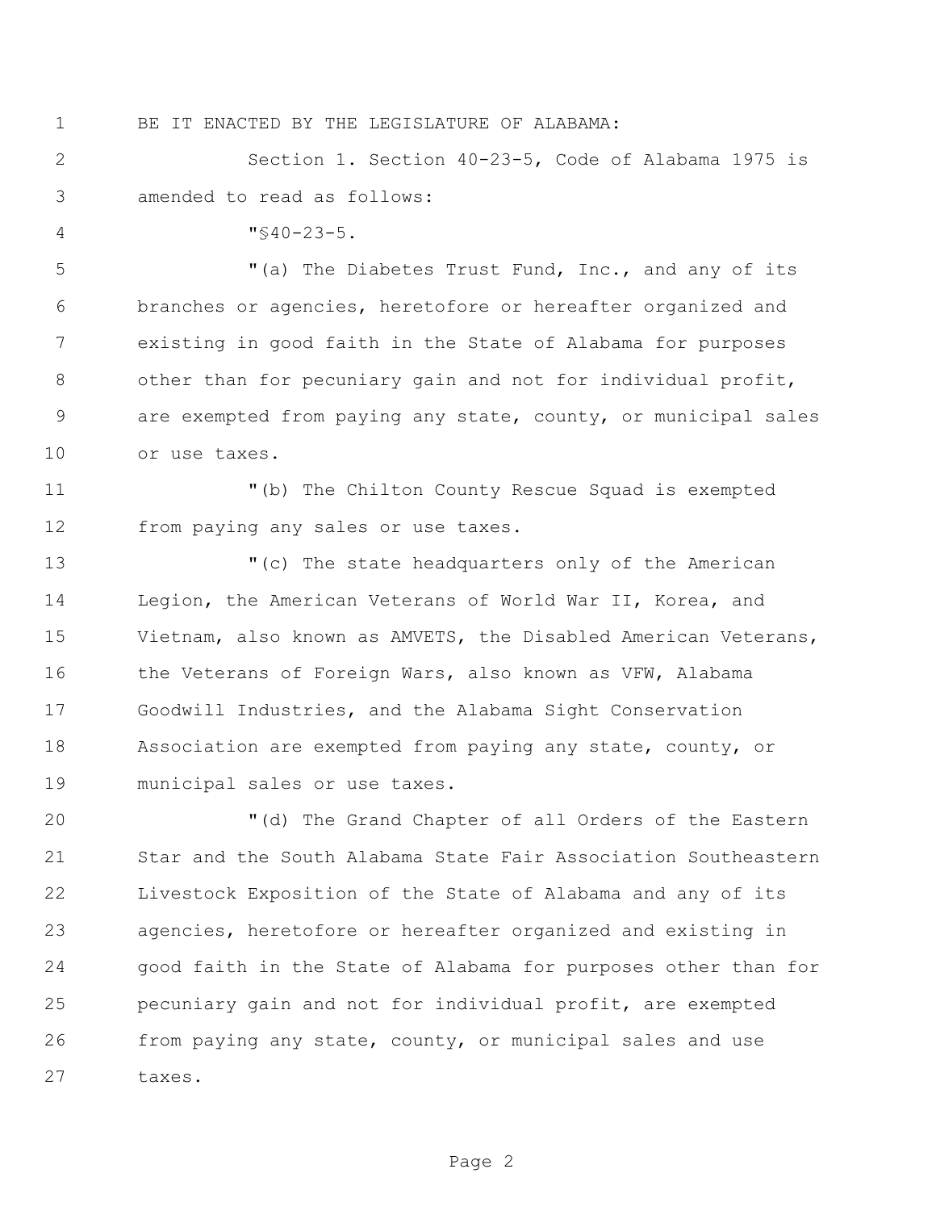BE IT ENACTED BY THE LEGISLATURE OF ALABAMA:

Section 1. Section 40-23-5, Code of Alabama 1975 is amended to read as follows:

"§40-23-5.

"(a) The Diabetes Trust Fund, Inc., and any of its branches or agencies, heretofore or hereafter organized and existing in good faith in the State of Alabama for purposes other than for pecuniary gain and not for individual profit, are exempted from paying any state, county, or municipal sales or use taxes.

"(b) The Chilton County Rescue Squad is exempted from paying any sales or use taxes.

"(c) The state headquarters only of the American Legion, the American Veterans of World War II, Korea, and Vietnam, also known as AMVETS, the Disabled American Veterans, the Veterans of Foreign Wars, also known as VFW, Alabama Goodwill Industries, and the Alabama Sight Conservation Association are exempted from paying any state, county, or municipal sales or use taxes.

"(d) The Grand Chapter of all Orders of the Eastern Star and the South Alabama State Fair Association Southeastern Livestock Exposition of the State of Alabama and any of its agencies, heretofore or hereafter organized and existing in good faith in the State of Alabama for purposes other than for pecuniary gain and not for individual profit, are exempted from paying any state, county, or municipal sales and use taxes.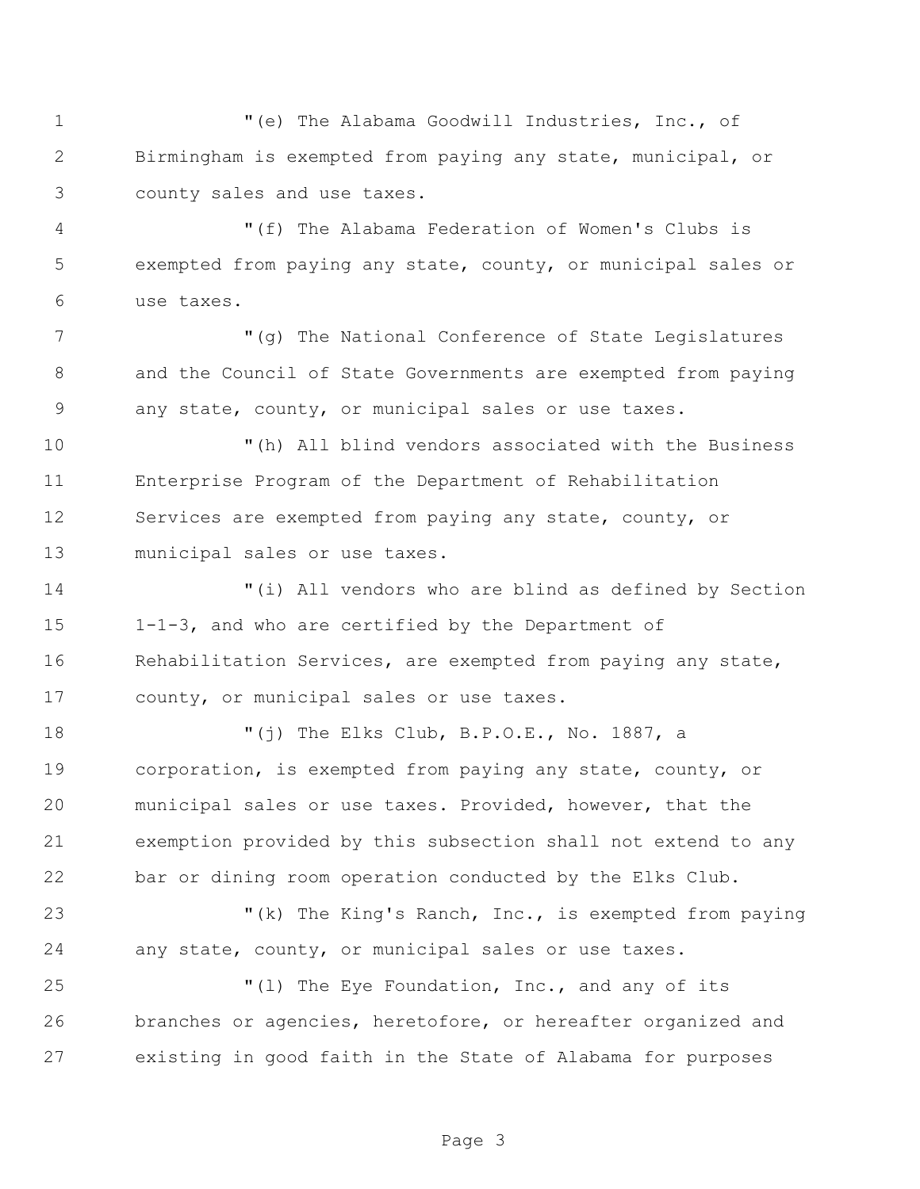"(e) The Alabama Goodwill Industries, Inc., of Birmingham is exempted from paying any state, municipal, or county sales and use taxes.

"(f) The Alabama Federation of Women's Clubs is exempted from paying any state, county, or municipal sales or use taxes.

"(g) The National Conference of State Legislatures and the Council of State Governments are exempted from paying any state, county, or municipal sales or use taxes.

"(h) All blind vendors associated with the Business Enterprise Program of the Department of Rehabilitation Services are exempted from paying any state, county, or municipal sales or use taxes.

"(i) All vendors who are blind as defined by Section 1-1-3, and who are certified by the Department of Rehabilitation Services, are exempted from paying any state, county, or municipal sales or use taxes.

"(j) The Elks Club, B.P.O.E., No. 1887, a corporation, is exempted from paying any state, county, or municipal sales or use taxes. Provided, however, that the exemption provided by this subsection shall not extend to any bar or dining room operation conducted by the Elks Club.

"(k) The King's Ranch, Inc., is exempted from paying any state, county, or municipal sales or use taxes.

"(l) The Eye Foundation, Inc., and any of its branches or agencies, heretofore, or hereafter organized and existing in good faith in the State of Alabama for purposes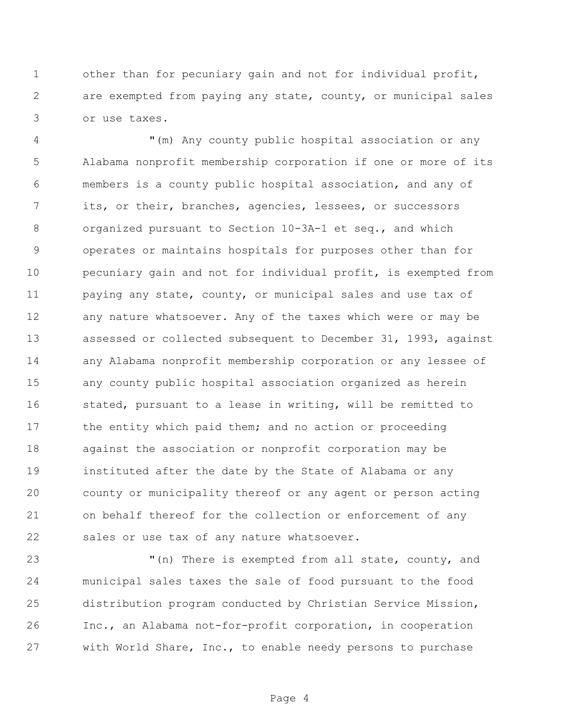other than for pecuniary gain and not for individual profit, are exempted from paying any state, county, or municipal sales or use taxes.

"(m) Any county public hospital association or any Alabama nonprofit membership corporation if one or more of its members is a county public hospital association, and any of its, or their, branches, agencies, lessees, or successors organized pursuant to Section 10-3A-1 et seq., and which operates or maintains hospitals for purposes other than for pecuniary gain and not for individual profit, is exempted from paying any state, county, or municipal sales and use tax of any nature whatsoever. Any of the taxes which were or may be assessed or collected subsequent to December 31, 1993, against any Alabama nonprofit membership corporation or any lessee of any county public hospital association organized as herein stated, pursuant to a lease in writing, will be remitted to the entity which paid them; and no action or proceeding against the association or nonprofit corporation may be instituted after the date by the State of Alabama or any county or municipality thereof or any agent or person acting on behalf thereof for the collection or enforcement of any sales or use tax of any nature whatsoever.

"(n) There is exempted from all state, county, and municipal sales taxes the sale of food pursuant to the food distribution program conducted by Christian Service Mission, Inc., an Alabama not-for-profit corporation, in cooperation with World Share, Inc., to enable needy persons to purchase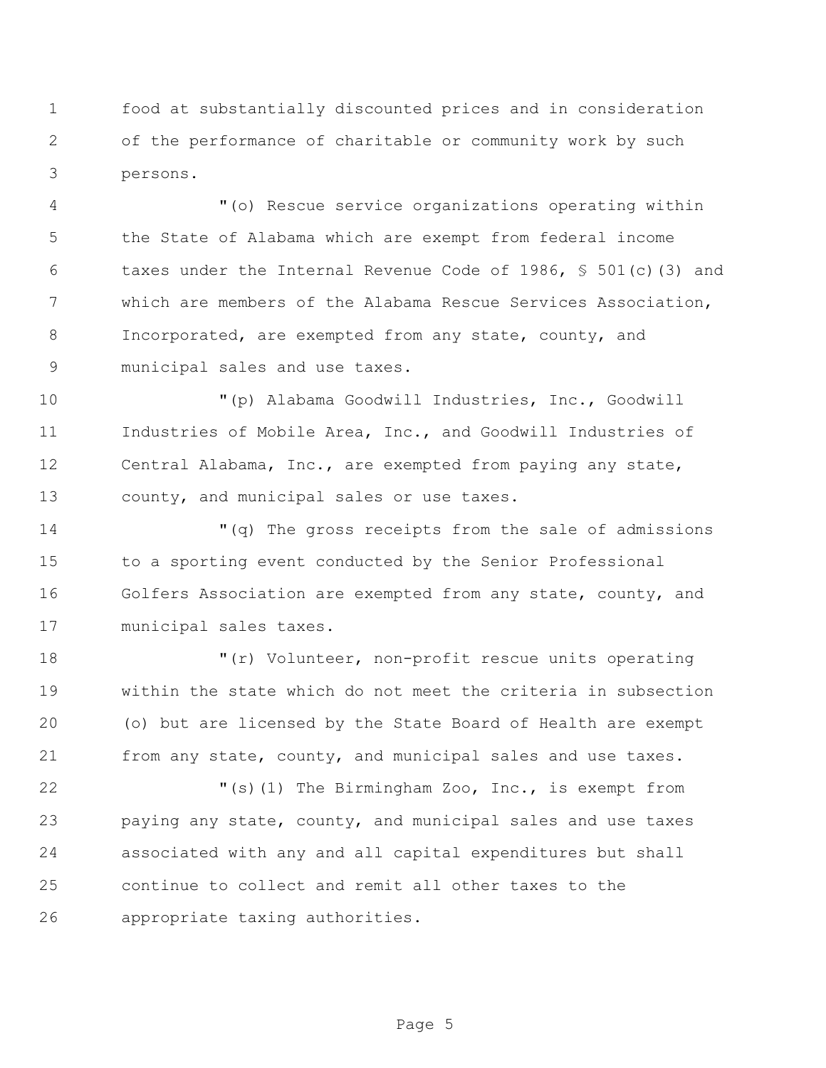food at substantially discounted prices and in consideration of the performance of charitable or community work by such persons.

"(o) Rescue service organizations operating within the State of Alabama which are exempt from federal income taxes under the Internal Revenue Code of 1986, § 501(c)(3) and which are members of the Alabama Rescue Services Association, Incorporated, are exempted from any state, county, and municipal sales and use taxes.

"(p) Alabama Goodwill Industries, Inc., Goodwill Industries of Mobile Area, Inc., and Goodwill Industries of Central Alabama, Inc., are exempted from paying any state, county, and municipal sales or use taxes.

"(q) The gross receipts from the sale of admissions to a sporting event conducted by the Senior Professional Golfers Association are exempted from any state, county, and municipal sales taxes.

"(r) Volunteer, non-profit rescue units operating within the state which do not meet the criteria in subsection (o) but are licensed by the State Board of Health are exempt from any state, county, and municipal sales and use taxes.

"(s)(1) The Birmingham Zoo, Inc., is exempt from paying any state, county, and municipal sales and use taxes associated with any and all capital expenditures but shall continue to collect and remit all other taxes to the appropriate taxing authorities.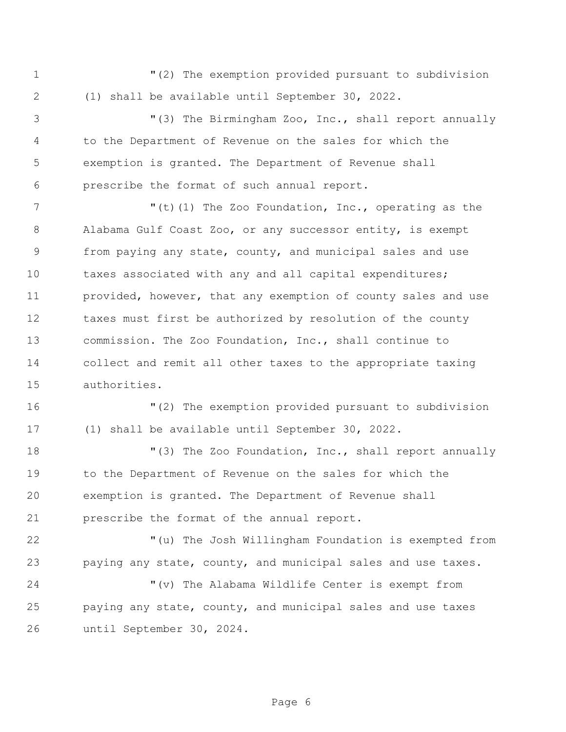"(2) The exemption provided pursuant to subdivision (1) shall be available until September 30, 2022.

"(3) The Birmingham Zoo, Inc., shall report annually to the Department of Revenue on the sales for which the exemption is granted. The Department of Revenue shall prescribe the format of such annual report.

"(t)(1) The Zoo Foundation, Inc., operating as the Alabama Gulf Coast Zoo, or any successor entity, is exempt from paying any state, county, and municipal sales and use taxes associated with any and all capital expenditures; provided, however, that any exemption of county sales and use taxes must first be authorized by resolution of the county commission. The Zoo Foundation, Inc., shall continue to collect and remit all other taxes to the appropriate taxing authorities.

"(2) The exemption provided pursuant to subdivision (1) shall be available until September 30, 2022.

"(3) The Zoo Foundation, Inc., shall report annually to the Department of Revenue on the sales for which the exemption is granted. The Department of Revenue shall prescribe the format of the annual report.

"(u) The Josh Willingham Foundation is exempted from paying any state, county, and municipal sales and use taxes.

"(v) The Alabama Wildlife Center is exempt from paying any state, county, and municipal sales and use taxes until September 30, 2024.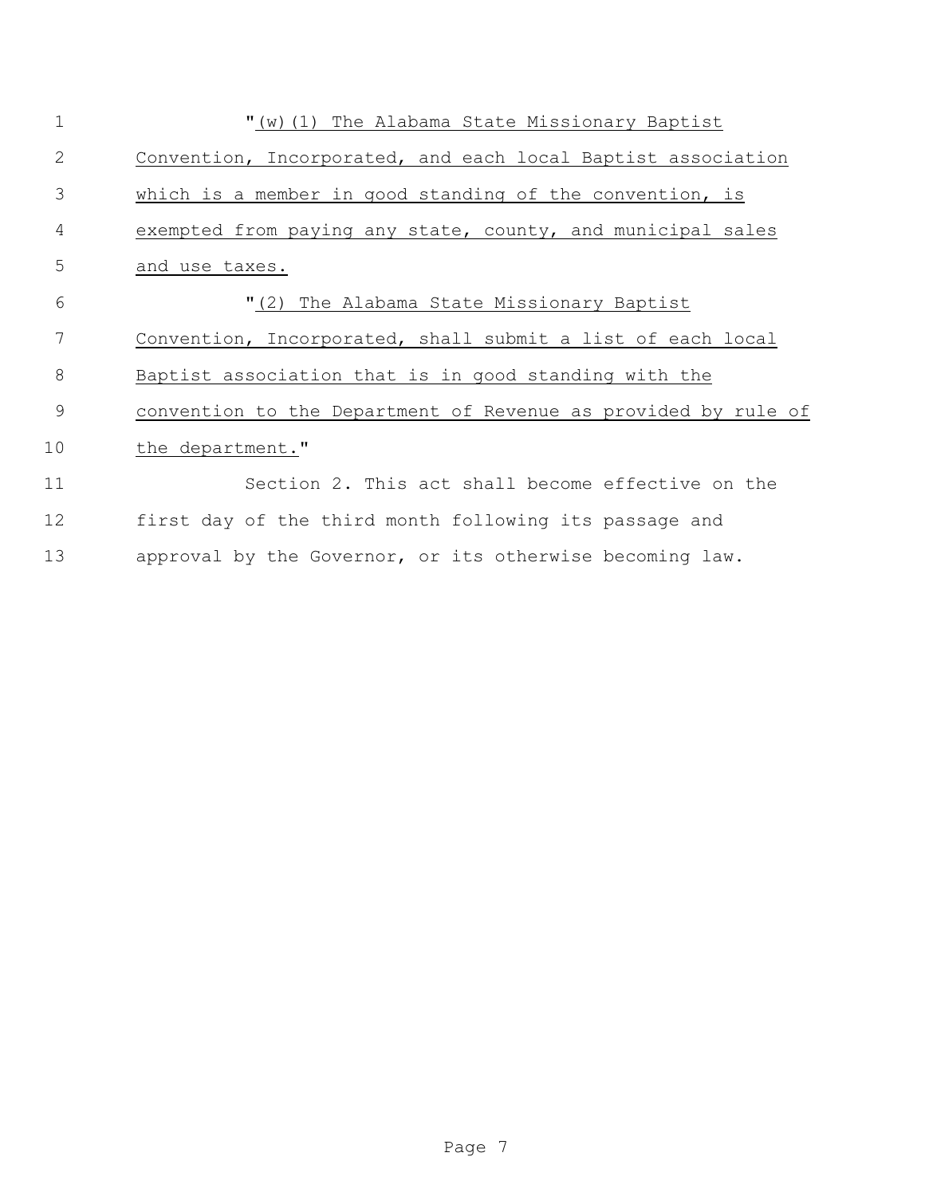"(w)(1) The Alabama State Missionary Baptist Convention, Incorporated, and each local Baptist association which is a member in good standing of the convention, is exempted from paying any state, county, and municipal sales and use taxes.

"(2) The Alabama State Missionary Baptist Convention, Incorporated, shall submit a list of each local Baptist association that is in good standing with the convention to the Department of Revenue as provided by rule of the department."

Section 2. This act shall become effective on the first day of the third month following its passage and approval by the Governor, or its otherwise becoming law.